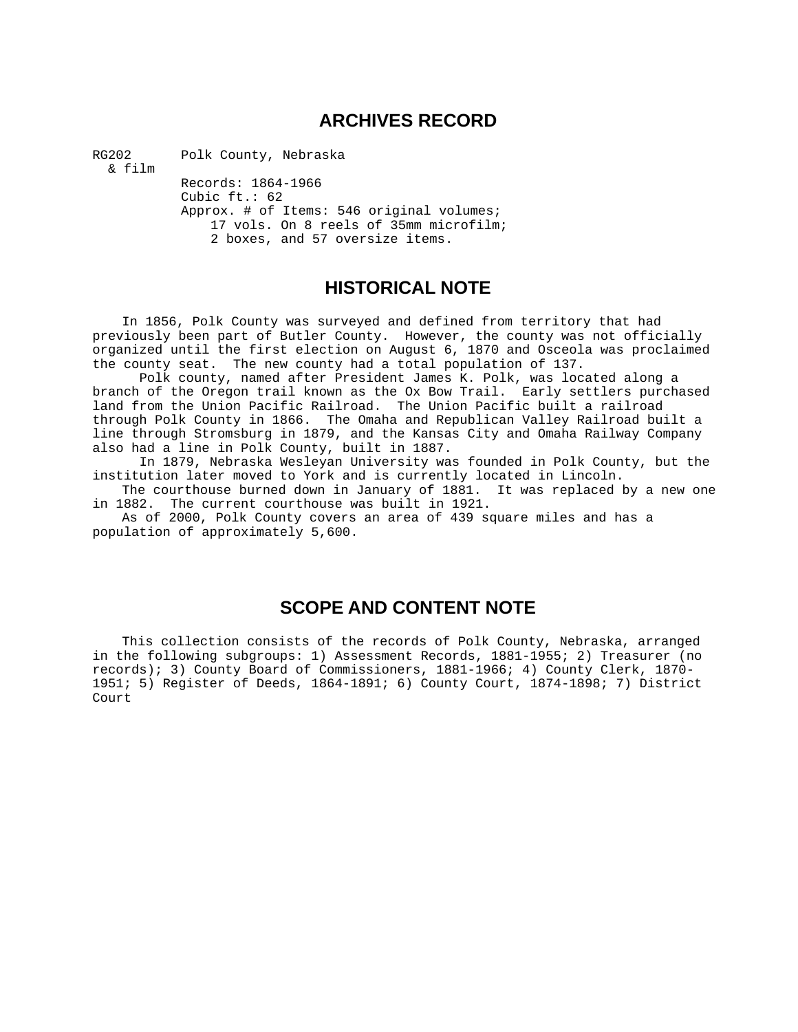## ARCHIVES RECORD

RG202 & film

Polk County, Nebraska

Records: 1864-1966
Cubic ft.: 62
Approx. # of Items: 546 original volumes; 17 vols. On 8 reels of 35mm microfilm; 2 boxes, and 57 oversize items.

## HISTORICAL NOTE

In 1856, Polk County was surveyed and defined from territory that had previously been part of Butler County. However, the county was not officially organized until the first election on August 6, 1870 and Osceola was proclaimed the county seat. The new county had a total population of 137.

Polk county, named after President James K. Polk, was located along a branch of the Oregon trail known as the Ox Bow Trail. Early settlers purchased land from the Union Pacific Railroad. The Union Pacific built a railroad through Polk County in 1866. The Omaha and Republican Valley Railroad built a line through Stromsburg in 1879, and the Kansas City and Omaha Railway Company also had a line in Polk County, built in 1887.

In 1879, Nebraska Wesleyan University was founded in Polk County, but the institution later moved to York and is currently located in Lincoln.

The courthouse burned down in January of 1881. It was replaced by a new one in 1882. The current courthouse was built in 1921.

As of 2000, Polk County covers an area of 439 square miles and has a population of approximately 5,600.

## SCOPE AND CONTENT NOTE

This collection consists of the records of Polk County, Nebraska, arranged in the following subgroups: 1) Assessment Records, 1881-1955; 2) Treasurer (no records); 3) County Board of Commissioners, 1881-1966; 4) County Clerk, 1870-1951; 5) Register of Deeds, 1864-1891; 6) County Court, 1874-1898; 7) District Court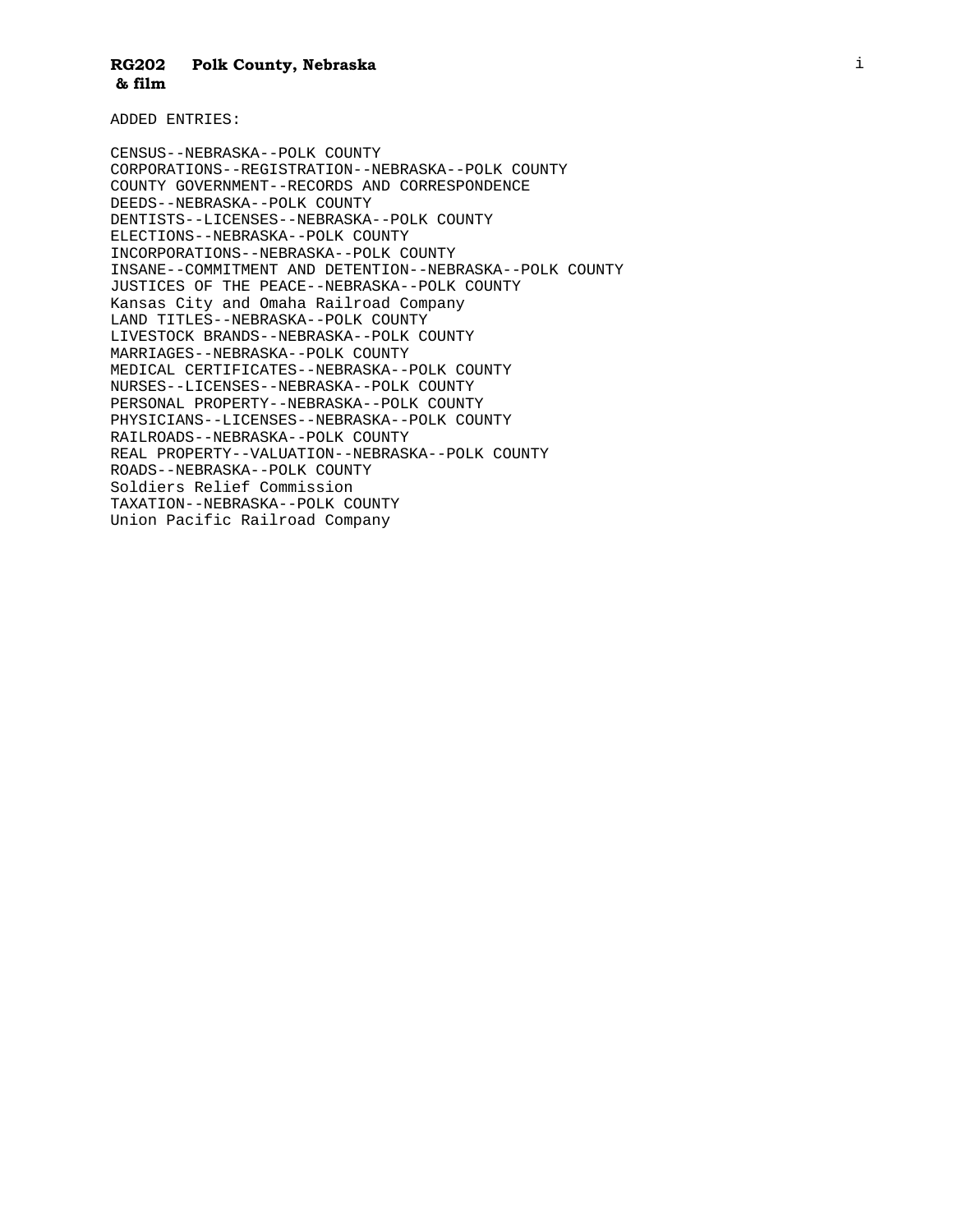ADDED ENTRIES:

CENSUS--NEBRASKA--POLK COUNTY
CORPORATIONS--REGISTRATION--NEBRASKA--POLK COUNTY
COUNTY GOVERNMENT--RECORDS AND CORRESPONDENCE
DEEDS--NEBRASKA--POLK COUNTY
DENTISTS--LICENSES--NEBRASKA--POLK COUNTY
ELECTIONS--NEBRASKA--POLK COUNTY
INCORPORATIONS--NEBRASKA--POLK COUNTY
INSANE--COMMITMENT AND DETENTION--NEBRASKA--POLK COUNTY
JUSTICES OF THE PEACE--NEBRASKA--POLK COUNTY
Kansas City and Omaha Railroad Company
LAND TITLES--NEBRASKA--POLK COUNTY
LIVESTOCK BRANDS--NEBRASKA--POLK COUNTY
MARRIAGES--NEBRASKA--POLK COUNTY
MEDICAL CERTIFICATES--NEBRASKA--POLK COUNTY
NURSES--LICENSES--NEBRASKA--POLK COUNTY
PERSONAL PROPERTY--NEBRASKA--POLK COUNTY
PHYSICIANS--LICENSES--NEBRASKA--POLK COUNTY
RAILROADS--NEBRASKA--POLK COUNTY
REAL PROPERTY--VALUATION--NEBRASKA--POLK COUNTY
ROADS--NEBRASKA--POLK COUNTY
Soldiers Relief Commission
TAXATION--NEBRASKA--POLK COUNTY
Union Pacific Railroad Company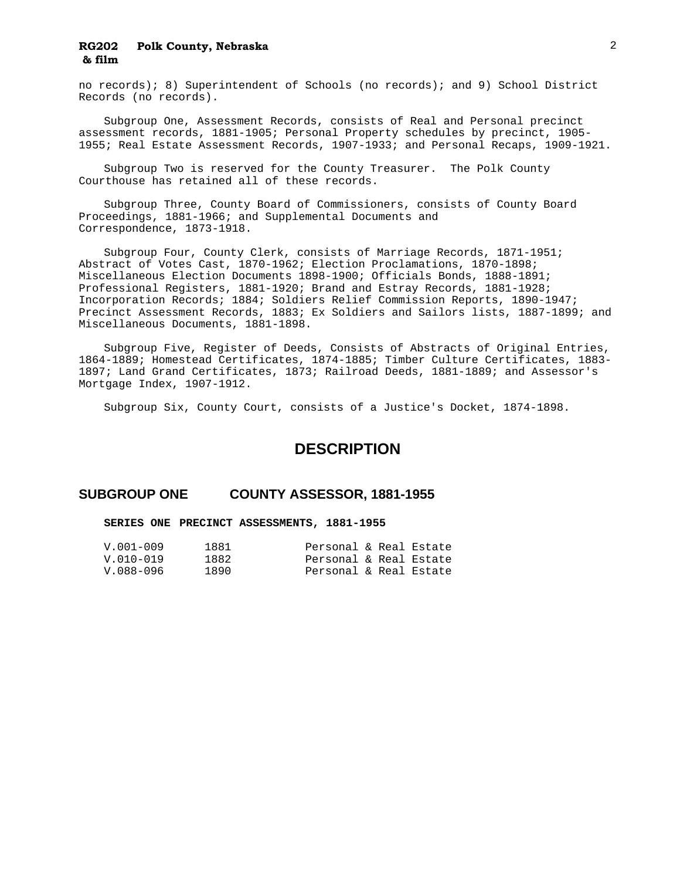no records); 8) Superintendent of Schools (no records); and 9) School District Records (no records).

Subgroup One, Assessment Records, consists of Real and Personal precinct assessment records, 1881-1905; Personal Property schedules by precinct, 1905-1955; Real Estate Assessment Records, 1907-1933; and Personal Recaps, 1909-1921.

Subgroup Two is reserved for the County Treasurer. The Polk County Courthouse has retained all of these records.

Subgroup Three, County Board of Commissioners, consists of County Board Proceedings, 1881-1966; and Supplemental Documents and Correspondence, 1873-1918.

Subgroup Four, County Clerk, consists of Marriage Records, 1871-1951; Abstract of Votes Cast, 1870-1962; Election Proclamations, 1870-1898; Miscellaneous Election Documents 1898-1900; Officials Bonds, 1888-1891; Professional Registers, 1881-1920; Brand and Estray Records, 1881-1928; Incorporation Records; 1884; Soldiers Relief Commission Reports, 1890-1947; Precinct Assessment Records, 1883; Ex Soldiers and Sailors lists, 1887-1899; and Miscellaneous Documents, 1881-1898.

Subgroup Five, Register of Deeds, Consists of Abstracts of Original Entries, 1864-1889; Homestead Certificates, 1874-1885; Timber Culture Certificates, 1883-1897; Land Grand Certificates, 1873; Railroad Deeds, 1881-1889; and Assessor's Mortgage Index, 1907-1912.

Subgroup Six, County Court, consists of a Justice's Docket, 1874-1898.

# DESCRIPTION

## SUBGROUP ONE COUNTY ASSESSOR, 1881-1955

### SERIES ONE PRECINCT ASSESSMENTS, 1881-1955

| | | |
|---|---|---|
| V.001-009 | 1881 | Personal & Real Estate |
| V.010-019 | 1882 | Personal & Real Estate |
| V.088-096 | 1890 | Personal & Real Estate |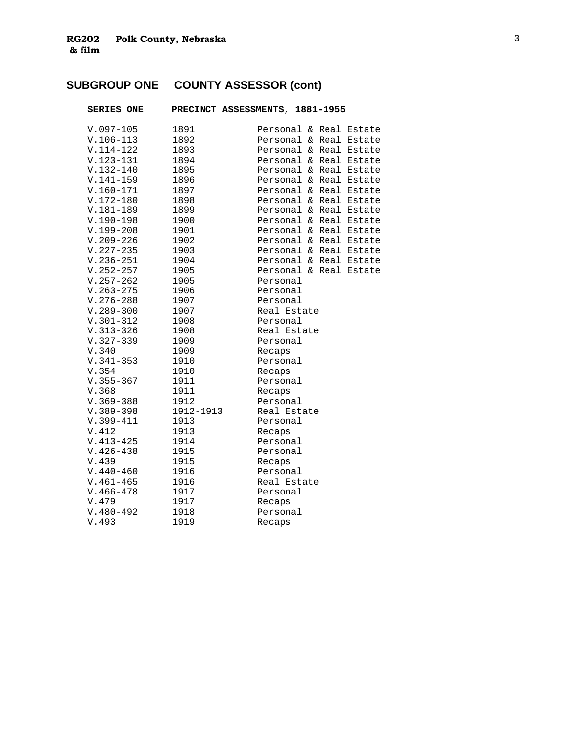## SUBGROUP ONE COUNTY ASSESSOR (cont)

### SERIES ONE PRECINCT ASSESSMENTS, 1881-1955

| | | |
|---|---|---|
| V.097-105 | 1891 | Personal & Real Estate |
| V.106-113 | 1892 | Personal & Real Estate |
| V.114-122 | 1893 | Personal & Real Estate |
| V.123-131 | 1894 | Personal & Real Estate |
| V.132-140 | 1895 | Personal & Real Estate |
| V.141-159 | 1896 | Personal & Real Estate |
| V.160-171 | 1897 | Personal & Real Estate |
| V.172-180 | 1898 | Personal & Real Estate |
| V.181-189 | 1899 | Personal & Real Estate |
| V.190-198 | 1900 | Personal & Real Estate |
| V.199-208 | 1901 | Personal & Real Estate |
| V.209-226 | 1902 | Personal & Real Estate |
| V.227-235 | 1903 | Personal & Real Estate |
| V.236-251 | 1904 | Personal & Real Estate |
| V.252-257 | 1905 | Personal & Real Estate |
| V.257-262 | 1905 | Personal |
| V.263-275 | 1906 | Personal |
| V.276-288 | 1907 | Personal |
| V.289-300 | 1907 | Real Estate |
| V.301-312 | 1908 | Personal |
| V.313-326 | 1908 | Real Estate |
| V.327-339 | 1909 | Personal |
| V.340 | 1909 | Recaps |
| V.341-353 | 1910 | Personal |
| V.354 | 1910 | Recaps |
| V.355-367 | 1911 | Personal |
| V.368 | 1911 | Recaps |
| V.369-388 | 1912 | Personal |
| V.389-398 | 1912-1913 | Real Estate |
| V.399-411 | 1913 | Personal |
| V.412 | 1913 | Recaps |
| V.413-425 | 1914 | Personal |
| V.426-438 | 1915 | Personal |
| V.439 | 1915 | Recaps |
| V.440-460 | 1916 | Personal |
| V.461-465 | 1916 | Real Estate |
| V.466-478 | 1917 | Personal |
| V.479 | 1917 | Recaps |
| V.480-492 | 1918 | Personal |
| V.493 | 1919 | Recaps |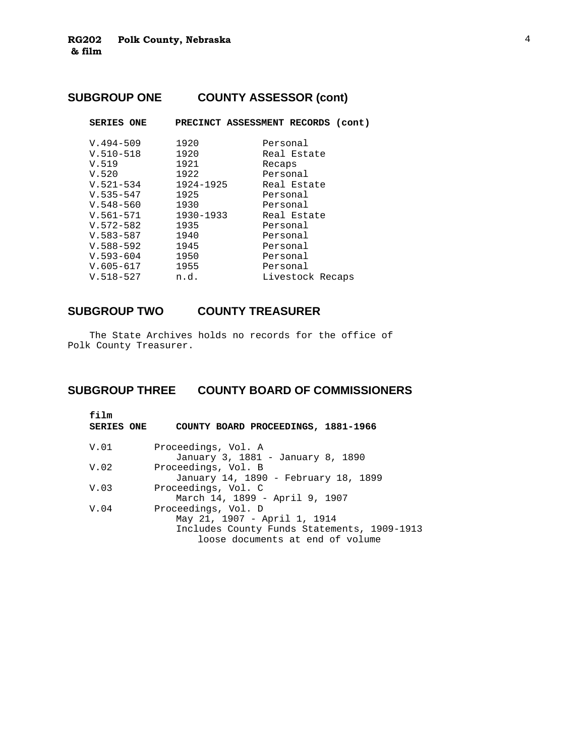## SUBGROUP ONE COUNTY ASSESSOR (cont)

**SERIES ONE PRECINCT ASSESSMENT RECORDS (cont)**

| | | |
|---|---|---|
| V.494-509 | 1920 | Personal |
| V.510-518 | 1920 | Real Estate |
| V.519 | 1921 | Recaps |
| V.520 | 1922 | Personal |
| V.521-534 | 1924-1925 | Real Estate |
| V.535-547 | 1925 | Personal |
| V.548-560 | 1930 | Personal |
| V.561-571 | 1930-1933 | Real Estate |
| V.572-582 | 1935 | Personal |
| V.583-587 | 1940 | Personal |
| V.588-592 | 1945 | Personal |
| V.593-604 | 1950 | Personal |
| V.605-617 | 1955 | Personal |
| V.518-527 | n.d. | Livestock Recaps |

## SUBGROUP TWO COUNTY TREASURER

The State Archives holds no records for the office of Polk County Treasurer.

## SUBGROUP THREE COUNTY BOARD OF COMMISSIONERS

**film**
**SERIES ONE COUNTY BOARD PROCEEDINGS, 1881-1966**

V.01 Proceedings, Vol. A
January 3, 1881 - January 8, 1890

V.02 Proceedings, Vol. B
January 14, 1890 - February 18, 1899

V.03 Proceedings, Vol. C
March 14, 1899 - April 9, 1907

V.04 Proceedings, Vol. D
May 21, 1907 - April 1, 1914
Includes County Funds Statements, 1909-1913
loose documents at end of volume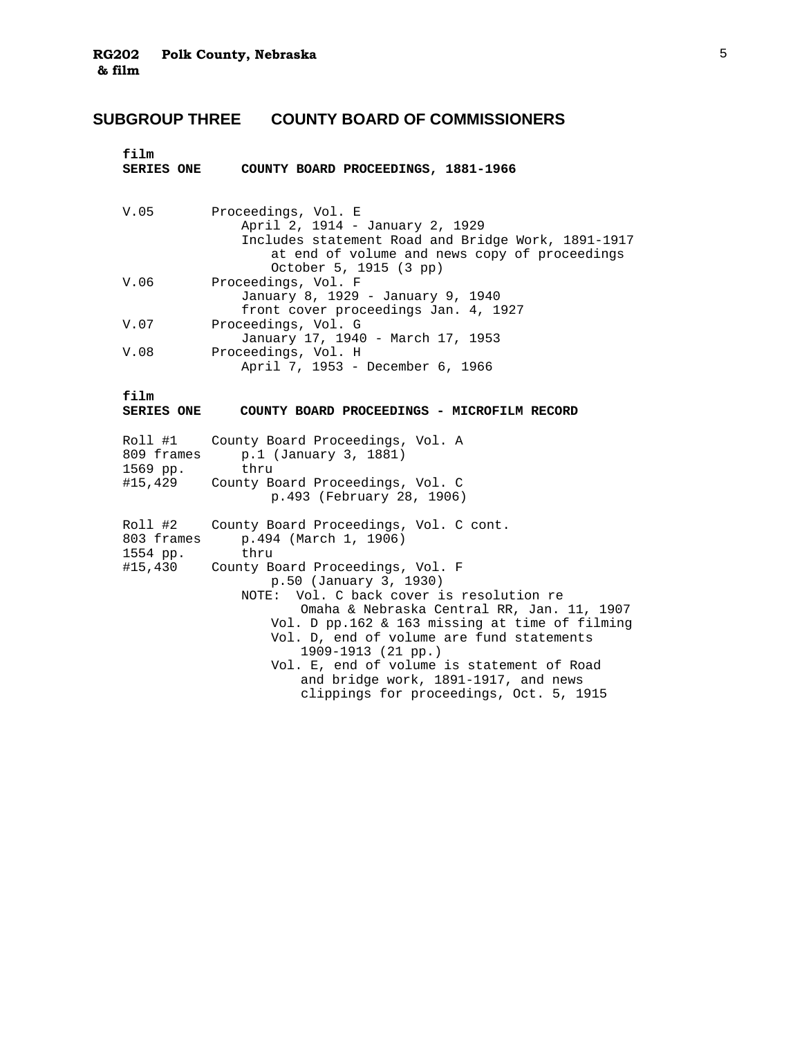## SUBGROUP THREE COUNTY BOARD OF COMMISSIONERS

**film**
**SERIES ONE COUNTY BOARD PROCEEDINGS, 1881-1966**

V.05 Proceedings, Vol. E
  April 2, 1914 - January 2, 1929
  Includes statement Road and Bridge Work, 1891-1917 at end of volume and news copy of proceedings October 5, 1915 (3 pp)

V.06 Proceedings, Vol. F
  January 8, 1929 - January 9, 1940
  front cover proceedings Jan. 4, 1927

V.07 Proceedings, Vol. G
  January 17, 1940 - March 17, 1953

V.08 Proceedings, Vol. H
  April 7, 1953 - December 6, 1966

**film**
**SERIES ONE COUNTY BOARD PROCEEDINGS - MICROFILM RECORD**

Roll #1
809 frames
1569 pp.
#15,429

County Board Proceedings, Vol. A
  p.1 (January 3, 1881)
  thru
County Board Proceedings, Vol. C
  p.493 (February 28, 1906)

Roll #2
803 frames
1554 pp.
#15,430

County Board Proceedings, Vol. C cont.
  p.494 (March 1, 1906)
  thru
County Board Proceedings, Vol. F
  p.50 (January 3, 1930)

NOTE: Vol. C back cover is resolution re Omaha & Nebraska Central RR, Jan. 11, 1907
Vol. D pp.162 & 163 missing at time of filming
Vol. D, end of volume are fund statements 1909-1913 (21 pp.)
Vol. E, end of volume is statement of Road and bridge work, 1891-1917, and news clippings for proceedings, Oct. 5, 1915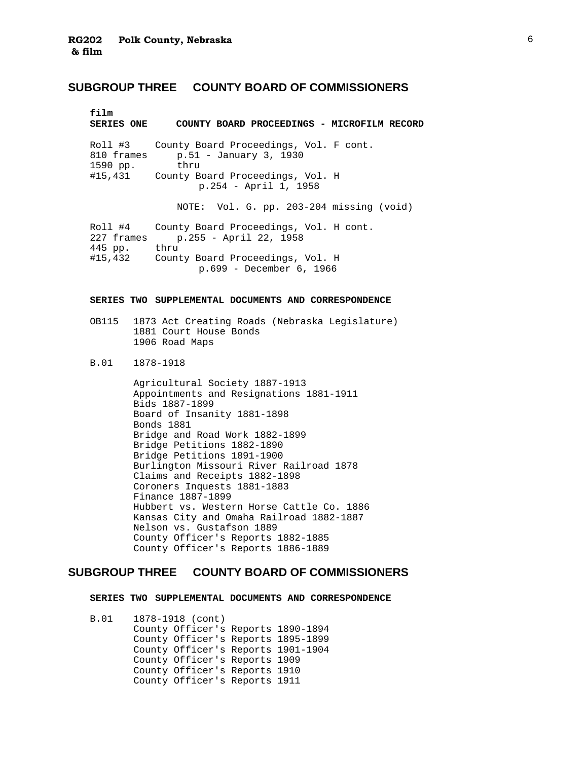## SUBGROUP THREE COUNTY BOARD OF COMMISSIONERS

**film**
**SERIES ONE COUNTY BOARD PROCEEDINGS - MICROFILM RECORD**

Roll #3 — 810 frames — 1590 pp. — #15,431
County Board Proceedings, Vol. F cont.
p.51 - January 3, 1930
thru
County Board Proceedings, Vol. H
p.254 - April 1, 1958

NOTE: Vol. G. pp. 203-204 missing (void)

Roll #4 — 227 frames — 445 pp. — #15,432
County Board Proceedings, Vol. H cont.
p.255 - April 22, 1958
thru
County Board Proceedings, Vol. H
p.699 - December 6, 1966

**SERIES TWO SUPPLEMENTAL DOCUMENTS AND CORRESPONDENCE**

OB115
1873 Act Creating Roads (Nebraska Legislature)
1881 Court House Bonds
1906 Road Maps

B.01 1878-1918

Agricultural Society 1887-1913
Appointments and Resignations 1881-1911
Bids 1887-1899
Board of Insanity 1881-1898
Bonds 1881
Bridge and Road Work 1882-1899
Bridge Petitions 1882-1890
Bridge Petitions 1891-1900
Burlington Missouri River Railroad 1878
Claims and Receipts 1882-1898
Coroners Inquests 1881-1883
Finance 1887-1899
Hubbert vs. Western Horse Cattle Co. 1886
Kansas City and Omaha Railroad 1882-1887
Nelson vs. Gustafson 1889
County Officer's Reports 1882-1885
County Officer's Reports 1886-1889

## SUBGROUP THREE COUNTY BOARD OF COMMISSIONERS

**SERIES TWO SUPPLEMENTAL DOCUMENTS AND CORRESPONDENCE**

B.01 1878-1918 (cont)

County Officer's Reports 1890-1894
County Officer's Reports 1895-1899
County Officer's Reports 1901-1904
County Officer's Reports 1909
County Officer's Reports 1910
County Officer's Reports 1911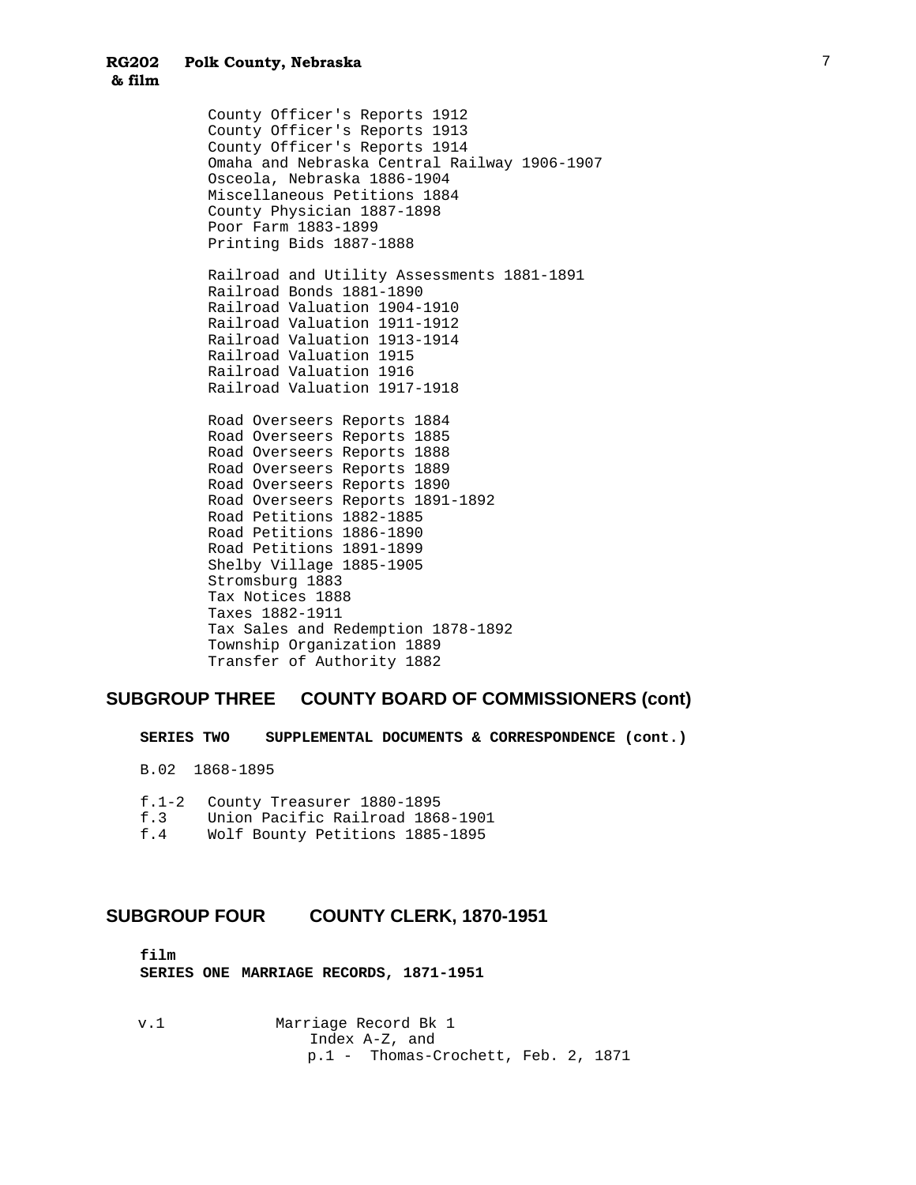County Officer's Reports 1912
County Officer's Reports 1913
County Officer's Reports 1914
Omaha and Nebraska Central Railway 1906-1907
Osceola, Nebraska 1886-1904
Miscellaneous Petitions 1884
County Physician 1887-1898
Poor Farm 1883-1899
Printing Bids 1887-1888

Railroad and Utility Assessments 1881-1891
Railroad Bonds 1881-1890
Railroad Valuation 1904-1910
Railroad Valuation 1911-1912
Railroad Valuation 1913-1914
Railroad Valuation 1915
Railroad Valuation 1916
Railroad Valuation 1917-1918

Road Overseers Reports 1884
Road Overseers Reports 1885
Road Overseers Reports 1888
Road Overseers Reports 1889
Road Overseers Reports 1890
Road Overseers Reports 1891-1892
Road Petitions 1882-1885
Road Petitions 1886-1890
Road Petitions 1891-1899
Shelby Village 1885-1905
Stromsburg 1883
Tax Notices 1888
Taxes 1882-1911
Tax Sales and Redemption 1878-1892
Township Organization 1889
Transfer of Authority 1882

## SUBGROUP THREE COUNTY BOARD OF COMMISSIONERS (cont)

**SERIES TWO SUPPLEMENTAL DOCUMENTS & CORRESPONDENCE (cont.)**

B.02 1868-1895

f.1-2 County Treasurer 1880-1895
f.3 Union Pacific Railroad 1868-1901
f.4 Wolf Bounty Petitions 1885-1895

## SUBGROUP FOUR COUNTY CLERK, 1870-1951

**film**
**SERIES ONE MARRIAGE RECORDS, 1871-1951**

v.1 Marriage Record Bk 1
Index A-Z, and
p.1 - Thomas-Crochett, Feb. 2, 1871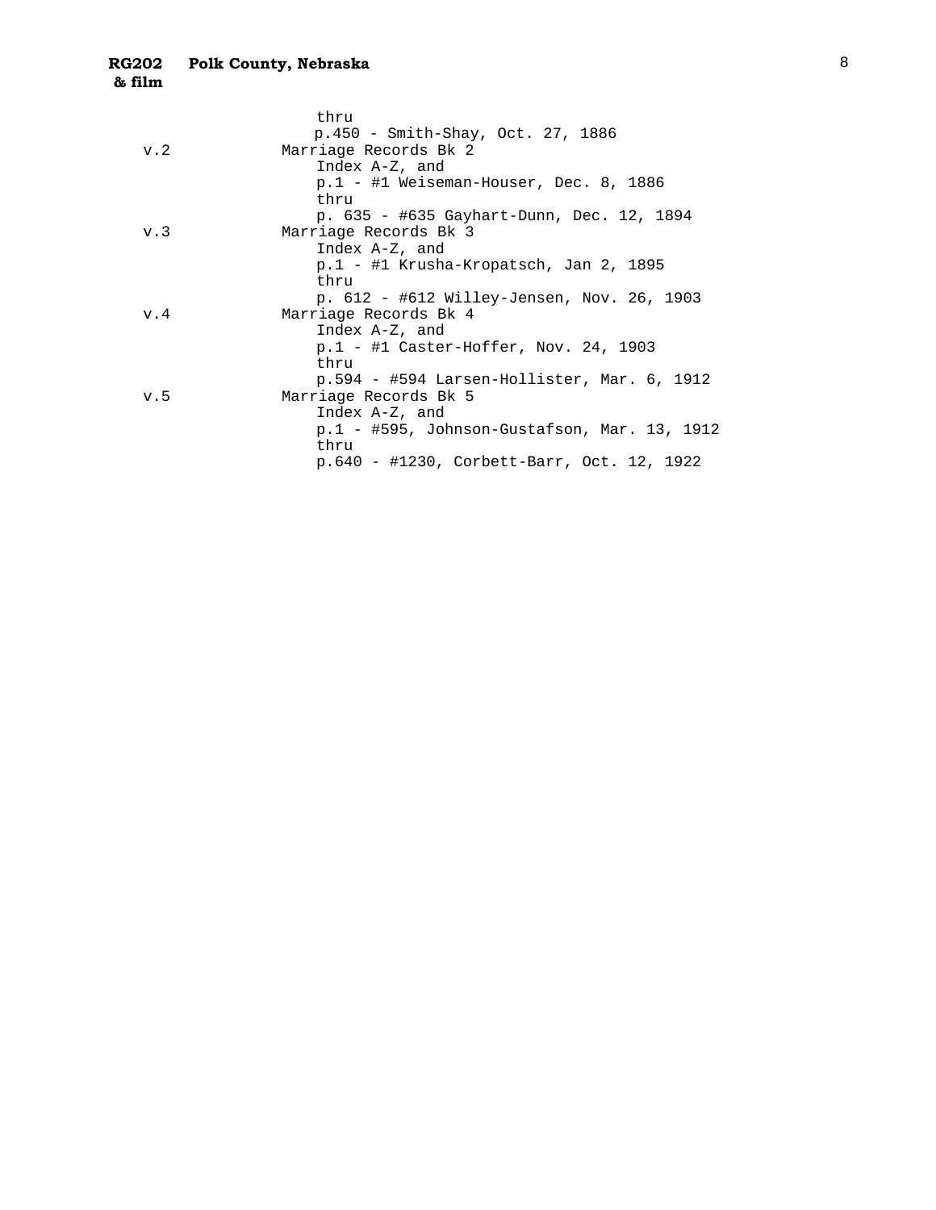thru
p.450 - Smith-Shay, Oct. 27, 1886

v.2 Marriage Records Bk 2
  Index A-Z, and
  p.1 - #1 Weiseman-Houser, Dec. 8, 1886
  thru
  p. 635 - #635 Gayhart-Dunn, Dec. 12, 1894

v.3 Marriage Records Bk 3
  Index A-Z, and
  p.1 - #1 Krusha-Kropatsch, Jan 2, 1895
  thru
  p. 612 - #612 Willey-Jensen, Nov. 26, 1903

v.4 Marriage Records Bk 4
  Index A-Z, and
  p.1 - #1 Caster-Hoffer, Nov. 24, 1903
  thru
  p.594 - #594 Larsen-Hollister, Mar. 6, 1912

v.5 Marriage Records Bk 5
  Index A-Z, and
  p.1 - #595, Johnson-Gustafson, Mar. 13, 1912
  thru
  p.640 - #1230, Corbett-Barr, Oct. 12, 1922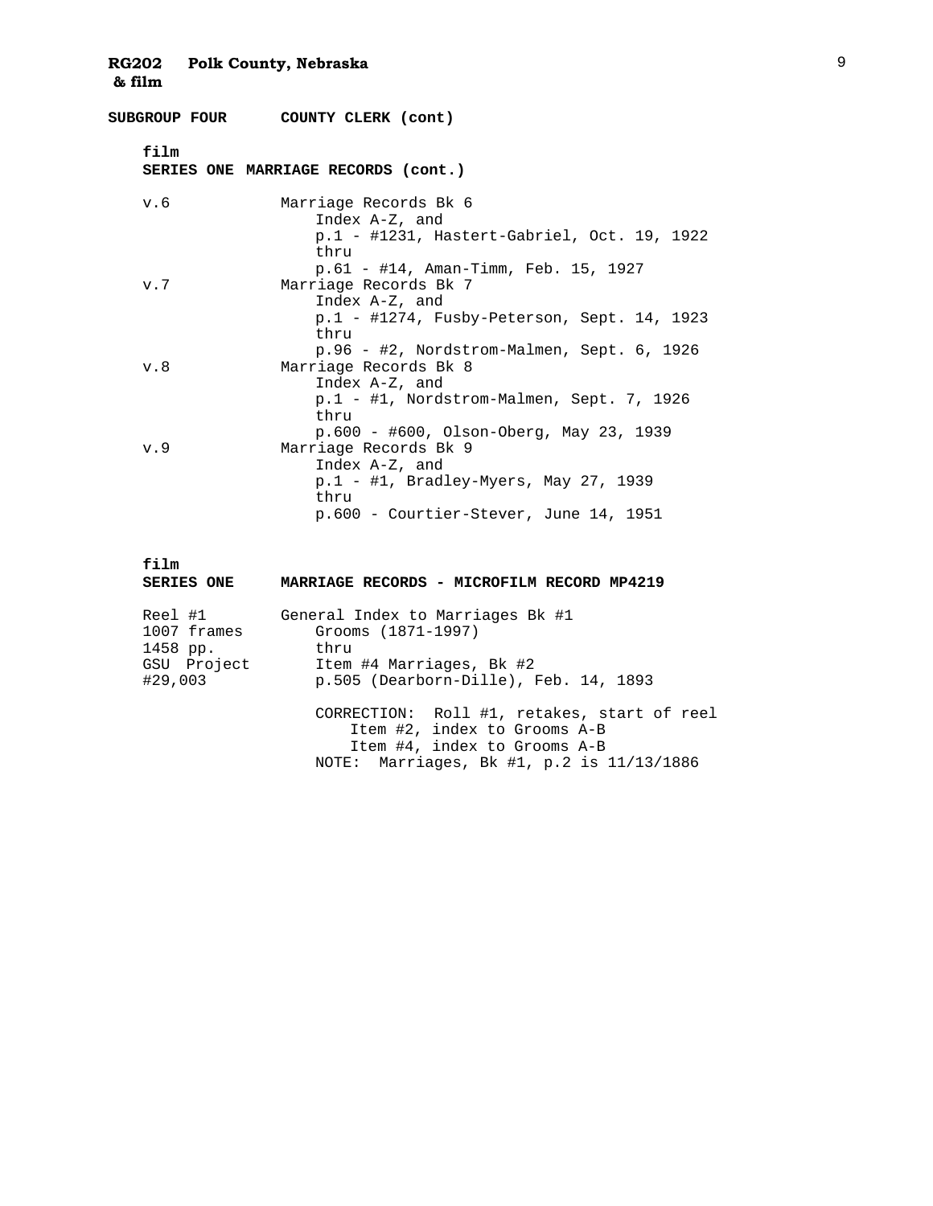**RG202 Polk County, Nebraska**
**& film**

**SUBGROUP FOUR COUNTY CLERK (cont)**

**film**
**SERIES ONE MARRIAGE RECORDS (cont.)**

| | |
|---|---|
| v.6 | Marriage Records Bk 6<br>Index A-Z, and<br>p.1 - #1231, Hastert-Gabriel, Oct. 19, 1922<br>thru<br>p.61 - #14, Aman-Timm, Feb. 15, 1927 |
| v.7 | Marriage Records Bk 7<br>Index A-Z, and<br>p.1 - #1274, Fusby-Peterson, Sept. 14, 1923<br>thru<br>p.96 - #2, Nordstrom-Malmen, Sept. 6, 1926 |
| v.8 | Marriage Records Bk 8<br>Index A-Z, and<br>p.1 - #1, Nordstrom-Malmen, Sept. 7, 1926<br>thru<br>p.600 - #600, Olson-Oberg, May 23, 1939 |
| v.9 | Marriage Records Bk 9<br>Index A-Z, and<br>p.1 - #1, Bradley-Myers, May 27, 1939<br>thru<br>p.600 - Courtier-Stever, June 14, 1951 |

**film**
**SERIES ONE MARRIAGE RECORDS - MICROFILM RECORD MP4219**

| | |
|---|---|
| Reel #1<br>1007 frames<br>1458 pp.<br>GSU Project<br>#29,003 | General Index to Marriages Bk #1<br>Grooms (1871-1997)<br>thru<br>Item #4 Marriages, Bk #2<br>p.505 (Dearborn-Dille), Feb. 14, 1893<br><br>CORRECTION: Roll #1, retakes, start of reel<br>Item #2, index to Grooms A-B<br>Item #4, index to Grooms A-B<br>NOTE: Marriages, Bk #1, p.2 is 11/13/1886 |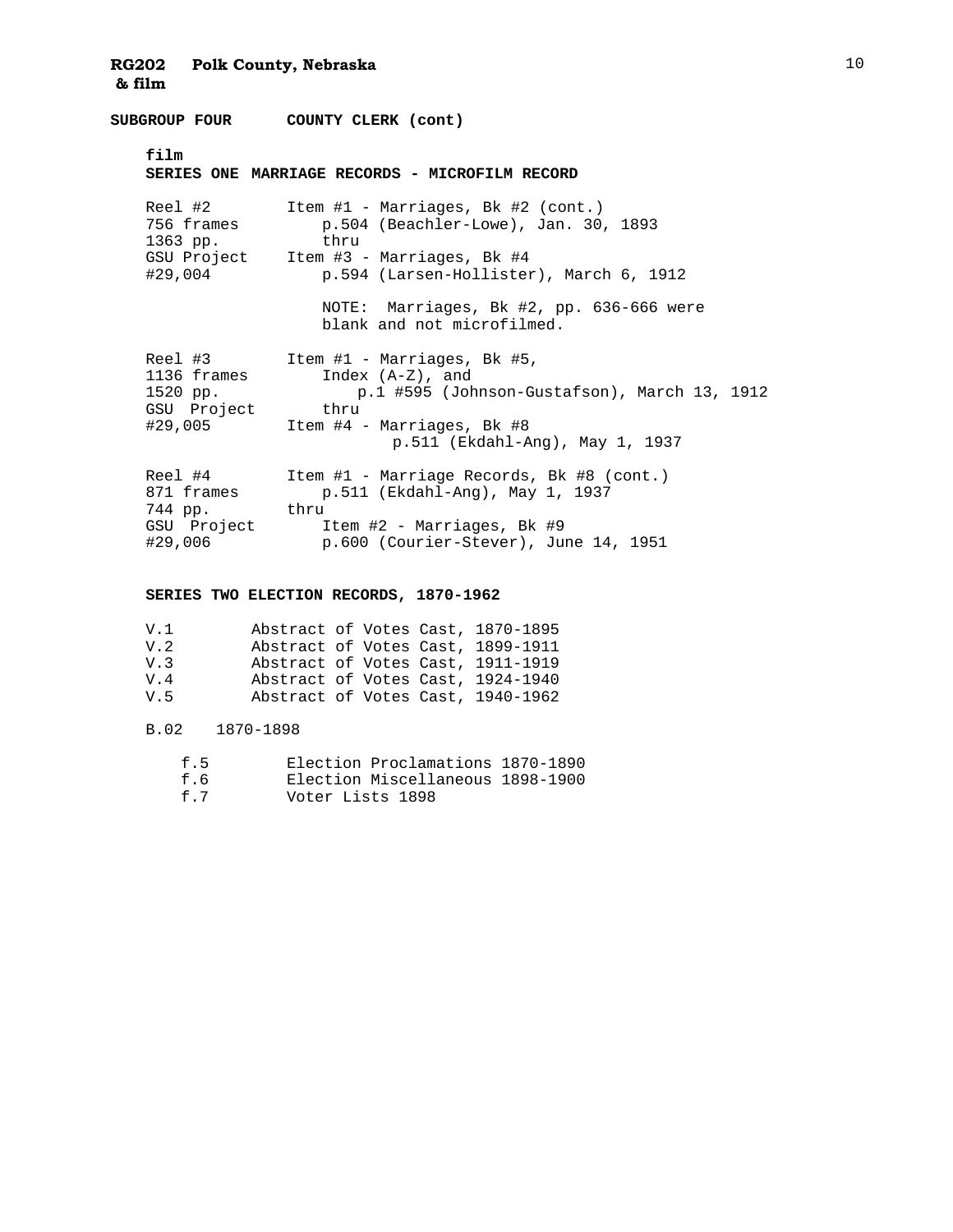**RG202 Polk County, Nebraska**
**& film**

**SUBGROUP FOUR COUNTY CLERK (cont)**

**film**
**SERIES ONE MARRIAGE RECORDS - MICROFILM RECORD**

| | |
|---|---|
| Reel #2<br>756 frames<br>1363 pp.<br>GSU Project<br>#29,004 | Item #1 - Marriages, Bk #2 (cont.)<br>p.504 (Beachler-Lowe), Jan. 30, 1893<br>thru<br>Item #3 - Marriages, Bk #4<br>p.594 (Larsen-Hollister), March 6, 1912<br><br>NOTE: Marriages, Bk #2, pp. 636-666 were blank and not microfilmed. |
| Reel #3<br>1136 frames<br>1520 pp.<br>GSU Project<br>#29,005 | Item #1 - Marriages, Bk #5,<br>Index (A-Z), and<br>p.1 #595 (Johnson-Gustafson), March 13, 1912<br>thru<br>Item #4 - Marriages, Bk #8<br>p.511 (Ekdahl-Ang), May 1, 1937 |
| Reel #4<br>871 frames<br>744 pp.<br>GSU Project<br>#29,006 | Item #1 - Marriage Records, Bk #8 (cont.)<br>p.511 (Ekdahl-Ang), May 1, 1937<br>thru<br>Item #2 - Marriages, Bk #9<br>p.600 (Courier-Stever), June 14, 1951 |

**SERIES TWO ELECTION RECORDS, 1870-1962**

V.1 Abstract of Votes Cast, 1870-1895
V.2 Abstract of Votes Cast, 1899-1911
V.3 Abstract of Votes Cast, 1911-1919
V.4 Abstract of Votes Cast, 1924-1940
V.5 Abstract of Votes Cast, 1940-1962

B.02 1870-1898

- f.5 Election Proclamations 1870-1890
- f.6 Election Miscellaneous 1898-1900
- f.7 Voter Lists 1898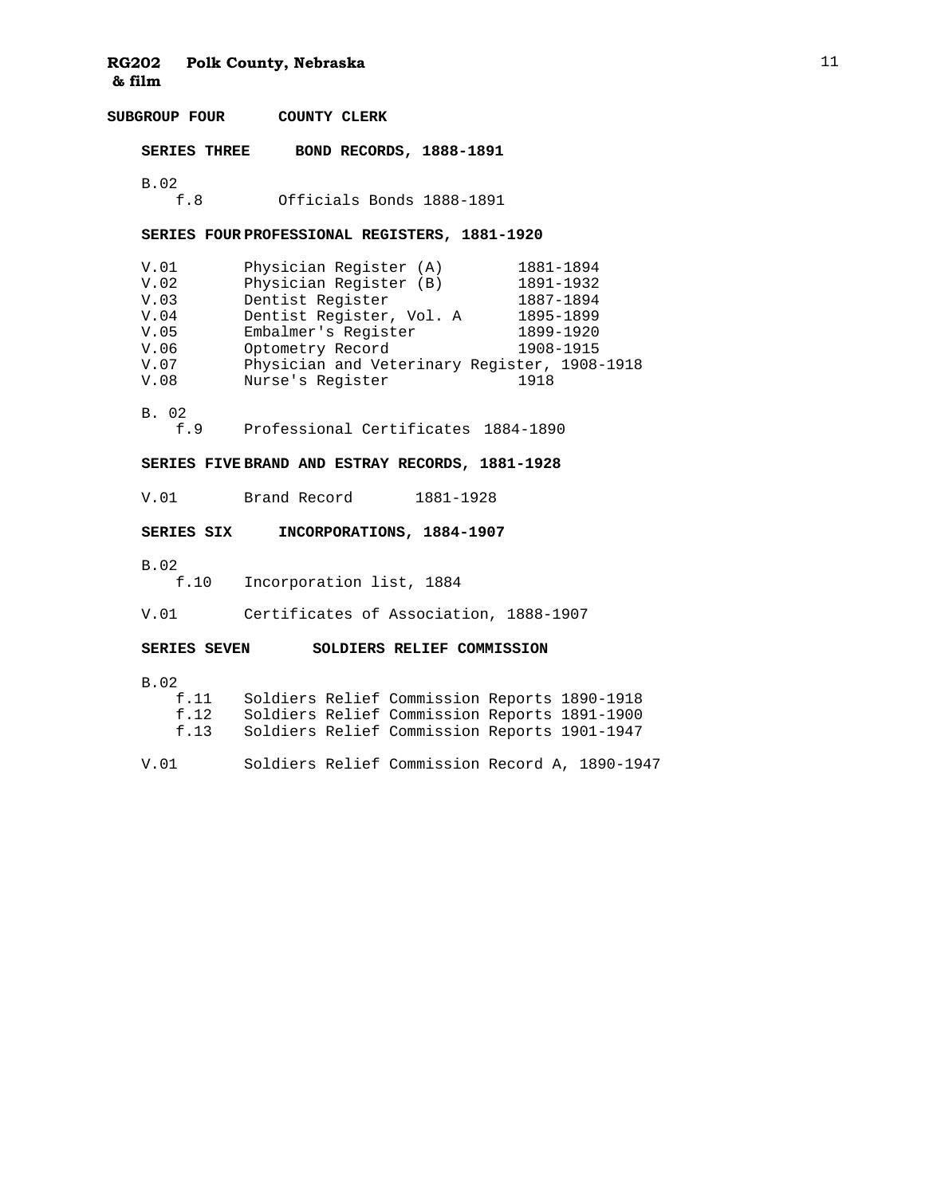**RG202 Polk County, Nebraska**
**& film**

## SUBGROUP FOUR COUNTY CLERK

### SERIES THREE BOND RECORDS, 1888-1891

B.02
- f.8 Officials Bonds 1888-1891

### SERIES FOUR PROFESSIONAL REGISTERS, 1881-1920

| | | |
|---|---|---|
| V.01 | Physician Register (A) | 1881-1894 |
| V.02 | Physician Register (B) | 1891-1932 |
| V.03 | Dentist Register | 1887-1894 |
| V.04 | Dentist Register, Vol. A | 1895-1899 |
| V.05 | Embalmer's Register | 1899-1920 |
| V.06 | Optometry Record | 1908-1915 |
| V.07 | Physician and Veterinary Register, 1908-1918 | |
| V.08 | Nurse's Register | 1918 |

B. 02
- f.9 Professional Certificates 1884-1890

### SERIES FIVE BRAND AND ESTRAY RECORDS, 1881-1928

V.01 Brand Record 1881-1928

### SERIES SIX INCORPORATIONS, 1884-1907

B.02
- f.10 Incorporation list, 1884

V.01 Certificates of Association, 1888-1907

### SERIES SEVEN SOLDIERS RELIEF COMMISSION

B.02
- f.11 Soldiers Relief Commission Reports 1890-1918
- f.12 Soldiers Relief Commission Reports 1891-1900
- f.13 Soldiers Relief Commission Reports 1901-1947

V.01 Soldiers Relief Commission Record A, 1890-1947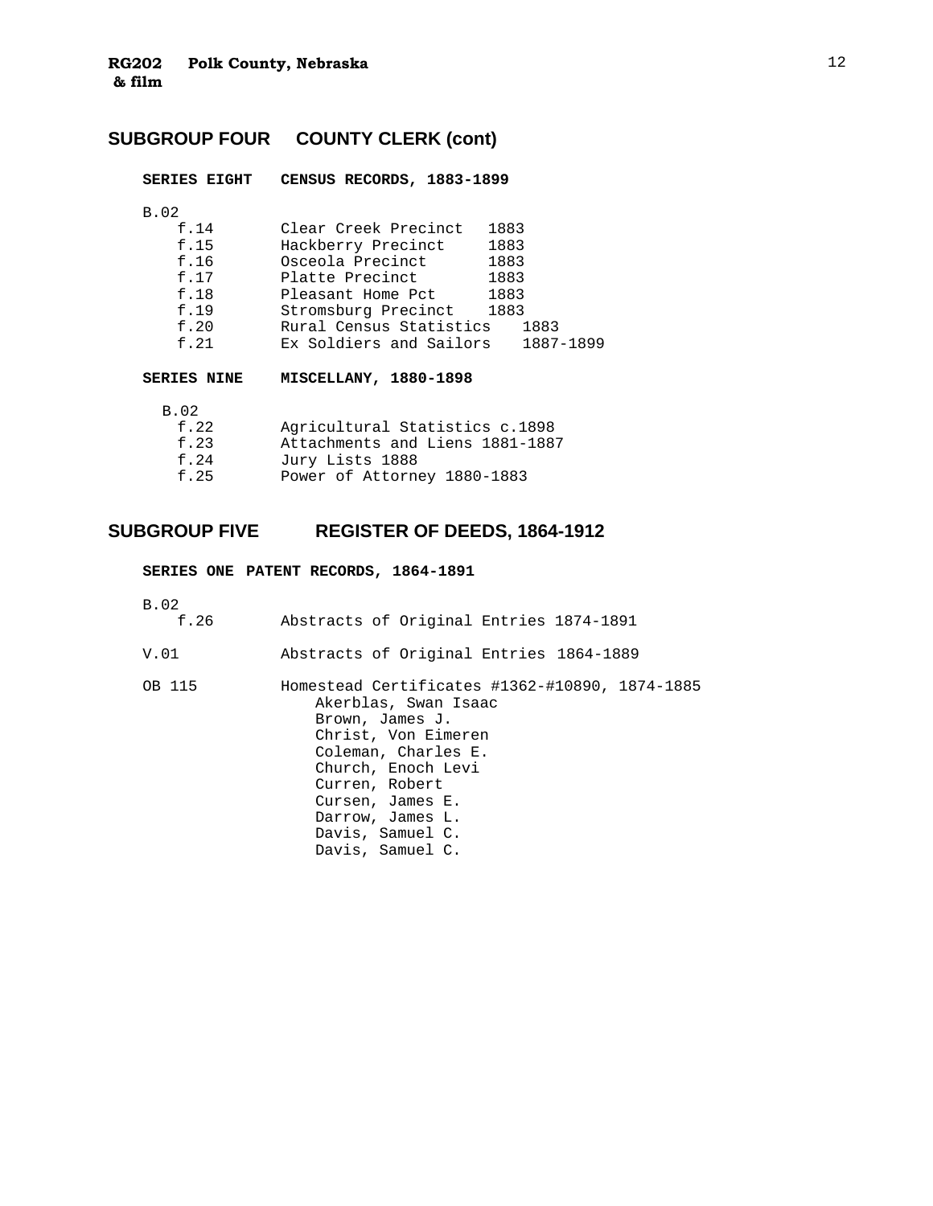## SUBGROUP FOUR COUNTY CLERK (cont)

**SERIES EIGHT CENSUS RECORDS, 1883-1899**

B.02

| | | |
|---|---|---|
| f.14 | Clear Creek Precinct | 1883 |
| f.15 | Hackberry Precinct | 1883 |
| f.16 | Osceola Precinct | 1883 |
| f.17 | Platte Precinct | 1883 |
| f.18 | Pleasant Home Pct | 1883 |
| f.19 | Stromsburg Precinct | 1883 |
| f.20 | Rural Census Statistics | 1883 |
| f.21 | Ex Soldiers and Sailors | 1887-1899 |

**SERIES NINE MISCELLANY, 1880-1898**

B.02

| | |
|---|---|
| f.22 | Agricultural Statistics c.1898 |
| f.23 | Attachments and Liens 1881-1887 |
| f.24 | Jury Lists 1888 |
| f.25 | Power of Attorney 1880-1883 |

## SUBGROUP FIVE REGISTER OF DEEDS, 1864-1912

**SERIES ONE PATENT RECORDS, 1864-1891**

B.02

f.26 Abstracts of Original Entries 1874-1891

V.01 Abstracts of Original Entries 1864-1889

OB 115 Homestead Certificates #1362-#10890, 1874-1885

- Akerblas, Swan Isaac
- Brown, James J.
- Christ, Von Eimeren
- Coleman, Charles E.
- Church, Enoch Levi
- Curren, Robert
- Cursen, James E.
- Darrow, James L.
- Davis, Samuel C.
- Davis, Samuel C.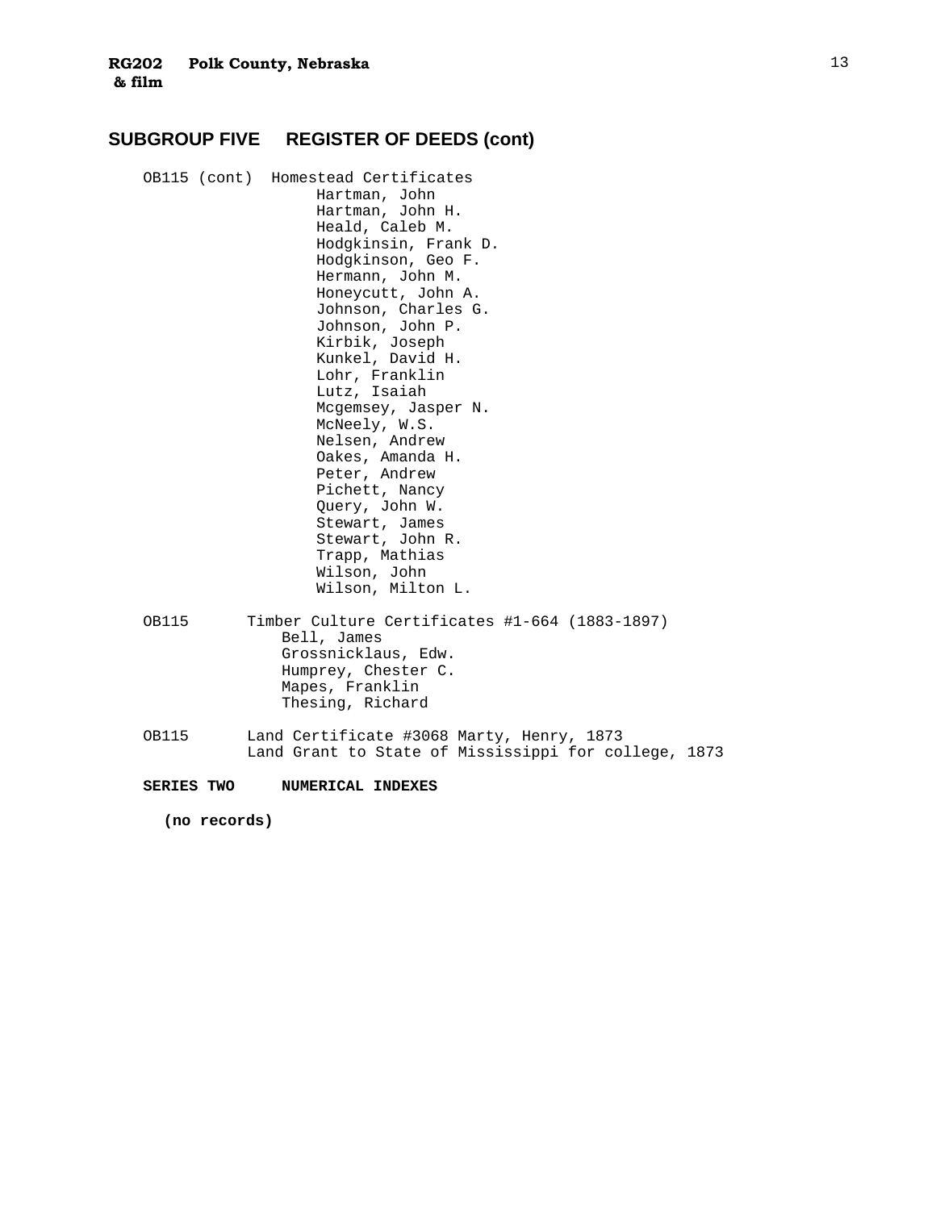## SUBGROUP FIVE REGISTER OF DEEDS (cont)

OB115 (cont) Homestead Certificates

- Hartman, John
- Hartman, John H.
- Heald, Caleb M.
- Hodgkinsin, Frank D.
- Hodgkinson, Geo F.
- Hermann, John M.
- Honeycutt, John A.
- Johnson, Charles G.
- Johnson, John P.
- Kirbik, Joseph
- Kunkel, David H.
- Lohr, Franklin
- Lutz, Isaiah
- Mcgemsey, Jasper N.
- McNeely, W.S.
- Nelsen, Andrew
- Oakes, Amanda H.
- Peter, Andrew
- Pichett, Nancy
- Query, John W.
- Stewart, James
- Stewart, John R.
- Trapp, Mathias
- Wilson, John
- Wilson, Milton L.

OB115 Timber Culture Certificates #1-664 (1883-1897)

- Bell, James
- Grossnicklaus, Edw.
- Humprey, Chester C.
- Mapes, Franklin
- Thesing, Richard

OB115 Land Certificate #3068 Marty, Henry, 1873
Land Grant to State of Mississippi for college, 1873

**SERIES TWO NUMERICAL INDEXES**

**(no records)**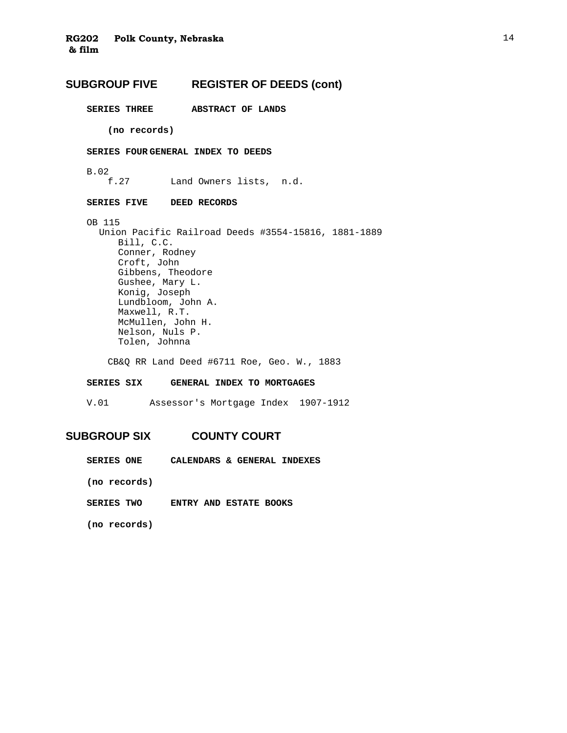## SUBGROUP FIVE REGISTER OF DEEDS (cont)

**SERIES THREE ABSTRACT OF LANDS**

**(no records)**

**SERIES FOUR GENERAL INDEX TO DEEDS**

B.02
f.27 Land Owners lists, n.d.

**SERIES FIVE DEED RECORDS**

OB 115
Union Pacific Railroad Deeds #3554-15816, 1881-1889
- Bill, C.C.
- Conner, Rodney
- Croft, John
- Gibbens, Theodore
- Gushee, Mary L.
- Konig, Joseph
- Lundbloom, John A.
- Maxwell, R.T.
- McMullen, John H.
- Nelson, Nuls P.
- Tolen, Johnna

CB&Q RR Land Deed #6711 Roe, Geo. W., 1883

**SERIES SIX GENERAL INDEX TO MORTGAGES**

V.01 Assessor's Mortgage Index 1907-1912

## SUBGROUP SIX COUNTY COURT

**SERIES ONE CALENDARS & GENERAL INDEXES**

**(no records)**

**SERIES TWO ENTRY AND ESTATE BOOKS**

**(no records)**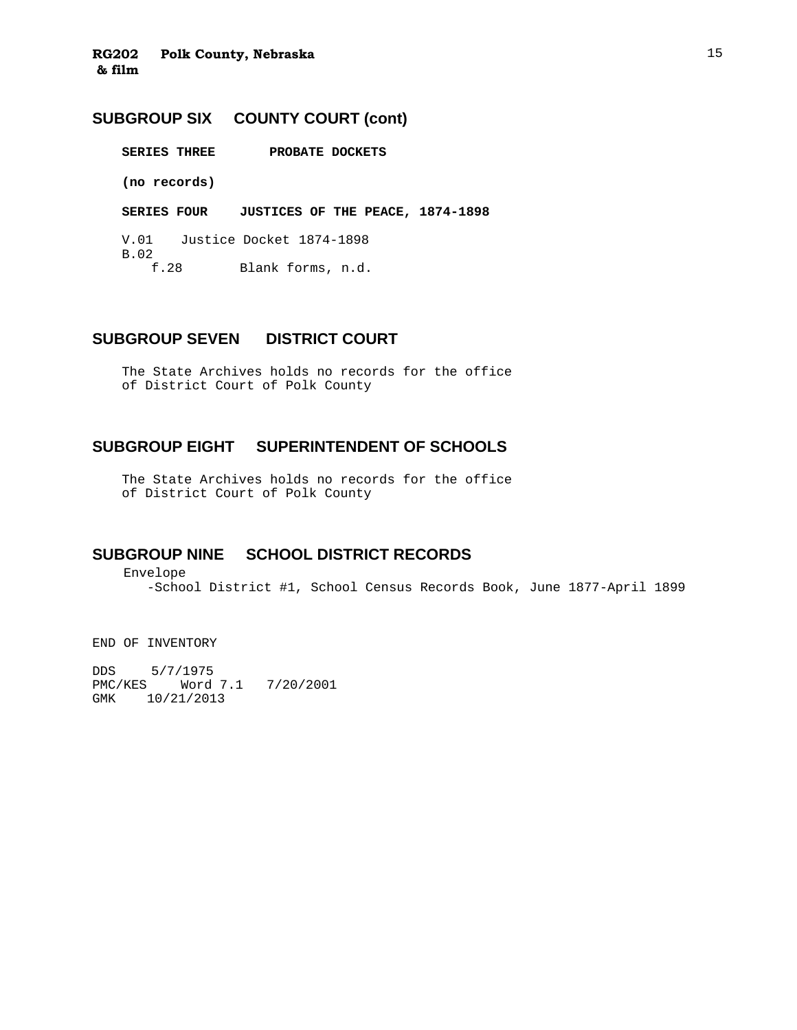## SUBGROUP SIX COUNTY COURT (cont)

**SERIES THREE PROBATE DOCKETS**

**(no records)**

**SERIES FOUR JUSTICES OF THE PEACE, 1874-1898**

V.01 Justice Docket 1874-1898
B.02
f.28 Blank forms, n.d.

## SUBGROUP SEVEN DISTRICT COURT

The State Archives holds no records for the office of District Court of Polk County

## SUBGROUP EIGHT SUPERINTENDENT OF SCHOOLS

The State Archives holds no records for the office of District Court of Polk County

## SUBGROUP NINE SCHOOL DISTRICT RECORDS

Envelope
-School District #1, School Census Records Book, June 1877-April 1899

END OF INVENTORY

DDS 5/7/1975
PMC/KES Word 7.1 7/20/2001
GMK 10/21/2013